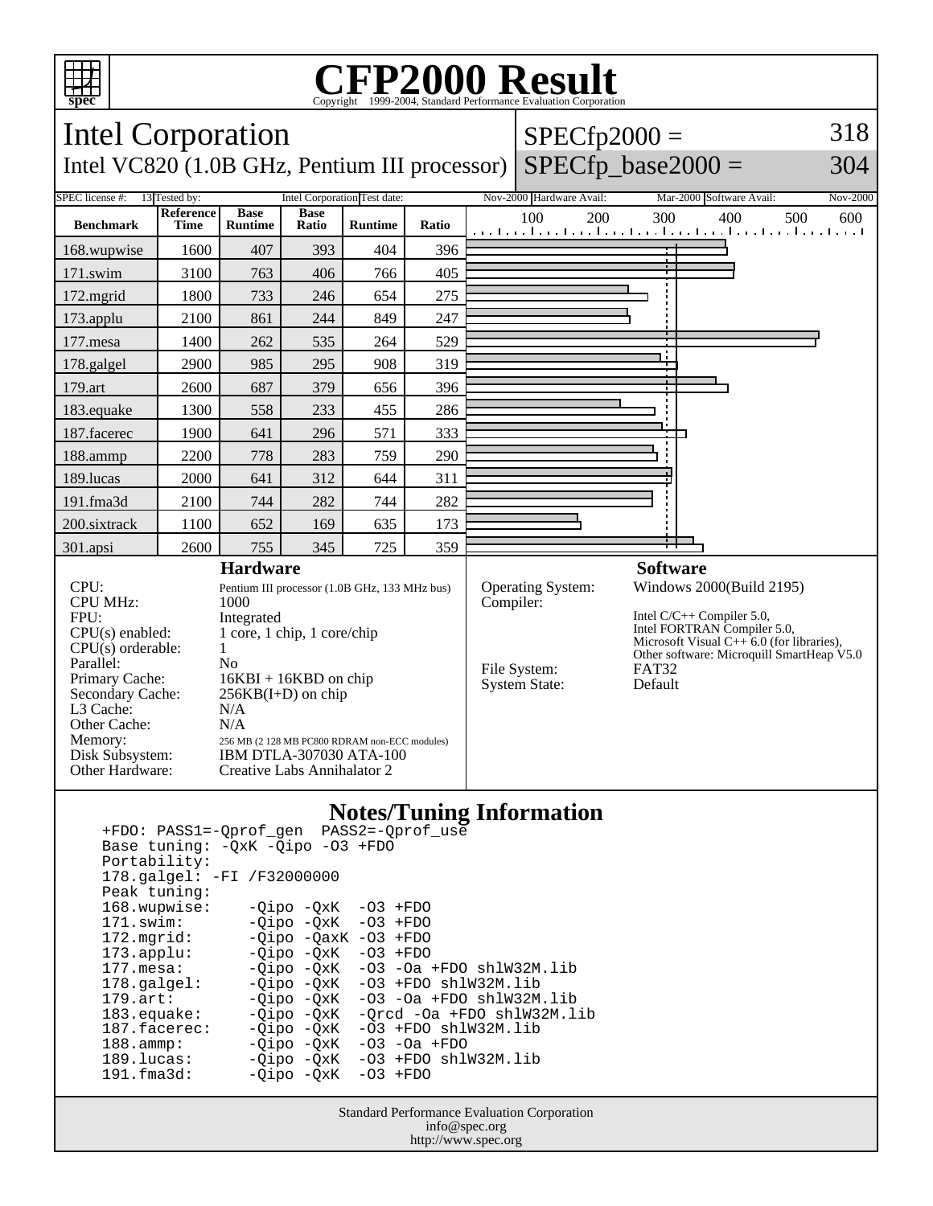# CFP2000 Result

Copyright 1999-2004, Standard Performance Evaluation Corporation

## Intel Corporation

Intel VC820 (1.0B GHz, Pentium III processor)

SPECfp2000 = 318

SPECfp_base2000 = 304

| SPEC license #: | 13 | Tested by: | Intel Corporation | Test date: | Nov-2000 | Hardware Avail: | Mar-2000 | Software Avail: | Nov-2000 |
|---|---|---|---|---|---|---|---|---|---|

| Benchmark | Reference Time | Base Runtime | Base Ratio | Runtime | Ratio |
|---|---|---|---|---|---|
| 168.wupwise | 1600 | 407 | 393 | 404 | 396 |
| 171.swim | 3100 | 763 | 406 | 766 | 405 |
| 172.mgrid | 1800 | 733 | 246 | 654 | 275 |
| 173.applu | 2100 | 861 | 244 | 849 | 247 |
| 177.mesa | 1400 | 262 | 535 | 264 | 529 |
| 178.galgel | 2900 | 985 | 295 | 908 | 319 |
| 179.art | 2600 | 687 | 379 | 656 | 396 |
| 183.equake | 1300 | 558 | 233 | 455 | 286 |
| 187.facerec | 1900 | 641 | 296 | 571 | 333 |
| 188.ammp | 2200 | 778 | 283 | 759 | 290 |
| 189.lucas | 2000 | 641 | 312 | 644 | 311 |
| 191.fma3d | 2100 | 744 | 282 | 744 | 282 |
| 200.sixtrack | 1100 | 652 | 169 | 635 | 173 |
| 301.apsi | 2600 | 755 | 345 | 725 | 359 |

### Hardware

| | |
|---|---|
| CPU: | Pentium III processor (1.0B GHz, 133 MHz bus) |
| CPU MHz: | 1000 |
| FPU: | Integrated |
| CPU(s) enabled: | 1 core, 1 chip, 1 core/chip |
| CPU(s) orderable: | 1 |
| Parallel: | No |
| Primary Cache: | 16KBI + 16KBD on chip |
| Secondary Cache: | 256KB(I+D) on chip |
| L3 Cache: | N/A |
| Other Cache: | N/A |
| Memory: | 256 MB (2 128 MB PC800 RDRAM non-ECC modules) |
| Disk Subsystem: | IBM DTLA-307030 ATA-100 |
| Other Hardware: | Creative Labs Annihalator 2 |

### Software

| | |
|---|---|
| Operating System: | Windows 2000(Build 2195) |
| Compiler: | Intel C/C++ Compiler 5.0, Intel FORTRAN Compiler 5.0, Microsoft Visual C++ 6.0 (for libraries), Other software: Microquill SmartHeap V5.0 |
| File System: | FAT32 |
| System State: | Default |

### Notes/Tuning Information

```
+FDO: PASS1=-Qprof_gen  PASS2=-Qprof_use
Base tuning: -QxK -Qipo -O3 +FDO
Portability:
178.galgel: -FI /F32000000
Peak tuning:
168.wupwise:    -Qipo -QxK  -O3 +FDO
171.swim:       -Qipo -QxK  -O3 +FDO
172.mgrid:      -Qipo -QaxK -O3 +FDO
173.applu:      -Qipo -QxK  -O3 +FDO
177.mesa:       -Qipo -QxK  -O3 -Oa +FDO shlW32M.lib
178.galgel:     -Qipo -QxK  -O3 +FDO shlW32M.lib
179.art:        -Qipo -QxK  -O3 -Oa +FDO shlW32M.lib
183.equake:     -Qipo -QxK  -Qrcd -Oa +FDO shlW32M.lib
187.facerec:    -Qipo -QxK  -O3 +FDO shlW32M.lib
188.ammp:       -Qipo -QxK  -O3 -Oa +FDO
189.lucas:      -Qipo -QxK  -O3 +FDO shlW32M.lib
191.fma3d:      -Qipo -QxK  -O3 +FDO
```

Standard Performance Evaluation Corporation
info@spec.org
http://www.spec.org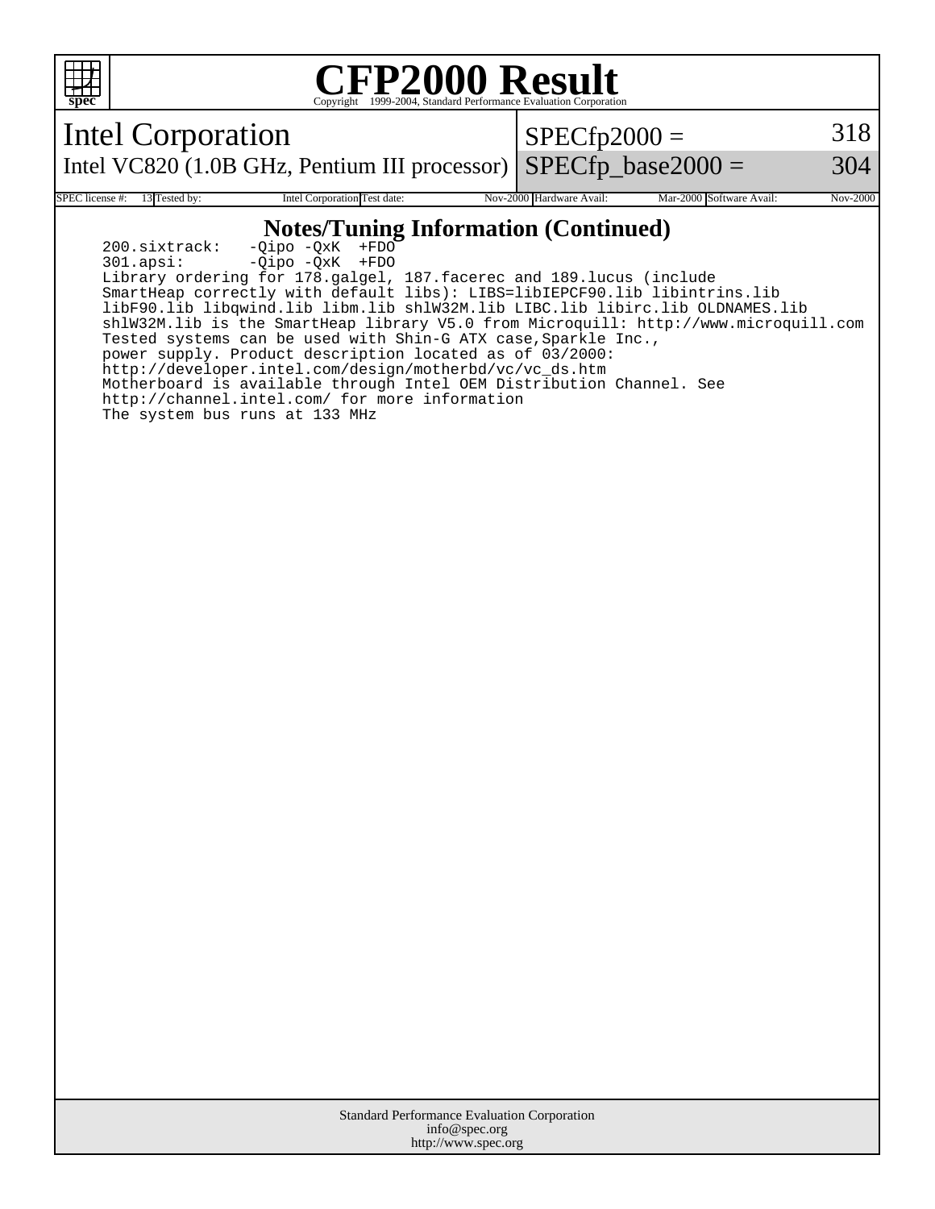# CFP2000 Result

Copyright 1999-2004, Standard Performance Evaluation Corporation

Intel Corporation

Intel VC820 (1.0B GHz, Pentium III processor)

SPECfp2000 = 318

SPECfp_base2000 = 304

| SPEC license #: | 13 | Tested by: | Intel Corporation | Test date: | Nov-2000 | Hardware Avail: | Mar-2000 | Software Avail: | Nov-2000 |
|---|---|---|---|---|---|---|---|---|---|

## Notes/Tuning Information (Continued)

```
200.sixtrack:   -Qipo -QxK  +FDO
301.apsi:       -Qipo -QxK  +FDO
Library ordering for 178.galgel, 187.facerec and 189.lucus (include
SmartHeap correctly with default libs): LIBS=libIEPCF90.lib libintrins.lib
libF90.lib libqwind.lib libm.lib shlW32M.lib LIBC.lib libirc.lib OLDNAMES.lib
shlW32M.lib is the SmartHeap library V5.0 from Microquill: http://www.microquill.com
Tested systems can be used with Shin-G ATX case,Sparkle Inc.,
power supply. Product description located as of 03/2000:
http://developer.intel.com/design/motherbd/vc/vc_ds.htm
Motherboard is available through Intel OEM Distribution Channel. See
http://channel.intel.com/ for more information
The system bus runs at 133 MHz
```

Standard Performance Evaluation Corporation
info@spec.org
http://www.spec.org